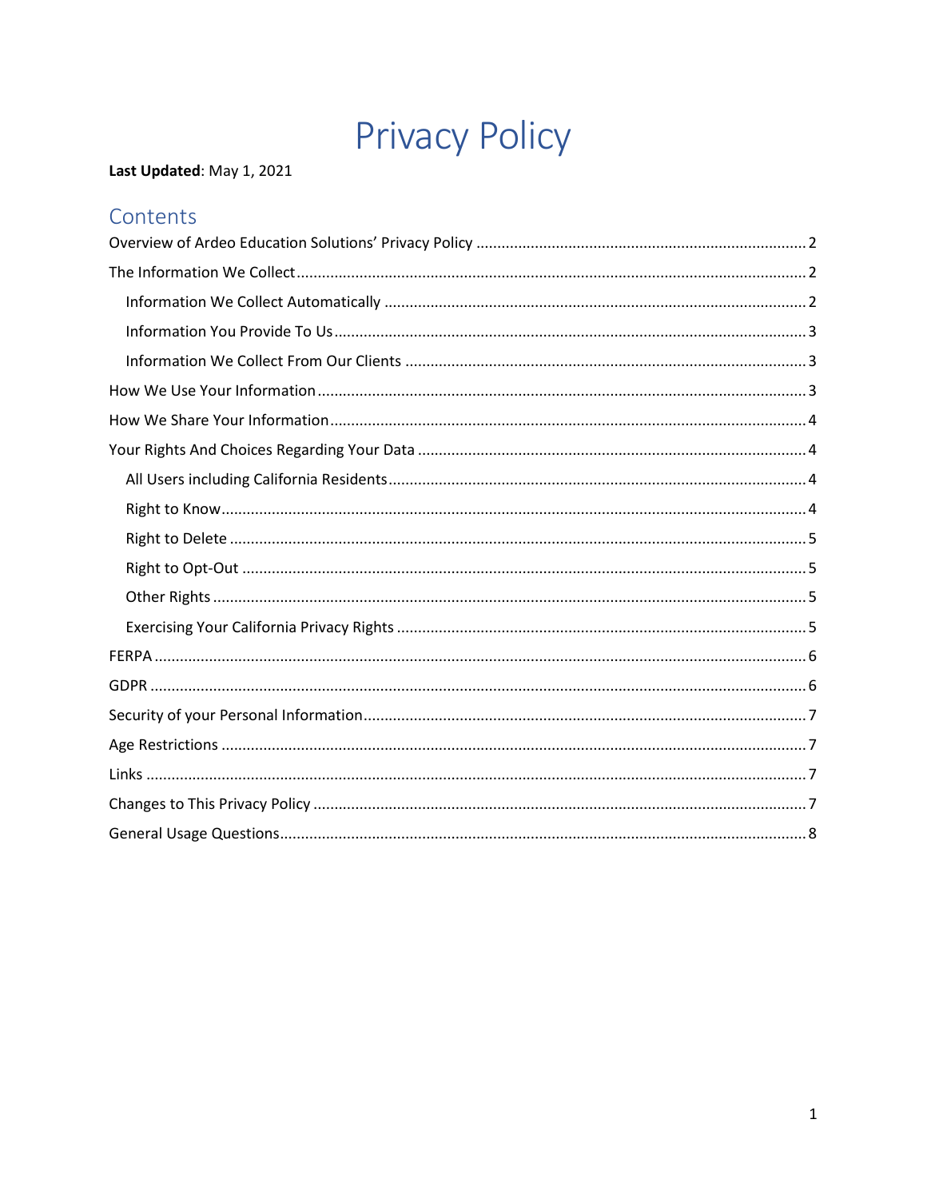# Privacy Policy

**Last Updated**: May 1, 2021

## Contents

- Overview of Ardeo Education Solutions' Privacy Policy ........ 2
- The Information We Collect ........ 2
  - Information We Collect Automatically ........ 2
  - Information You Provide To Us ........ 3
  - Information We Collect From Our Clients ........ 3
- How We Use Your Information ........ 3
- How We Share Your Information ........ 4
- Your Rights And Choices Regarding Your Data ........ 4
  - All Users including California Residents ........ 4
  - Right to Know ........ 4
  - Right to Delete ........ 5
  - Right to Opt-Out ........ 5
  - Other Rights ........ 5
  - Exercising Your California Privacy Rights ........ 5
- FERPA ........ 6
- GDPR ........ 6
- Security of your Personal Information ........ 7
- Age Restrictions ........ 7
- Links ........ 7
- Changes to This Privacy Policy ........ 7
- General Usage Questions ........ 8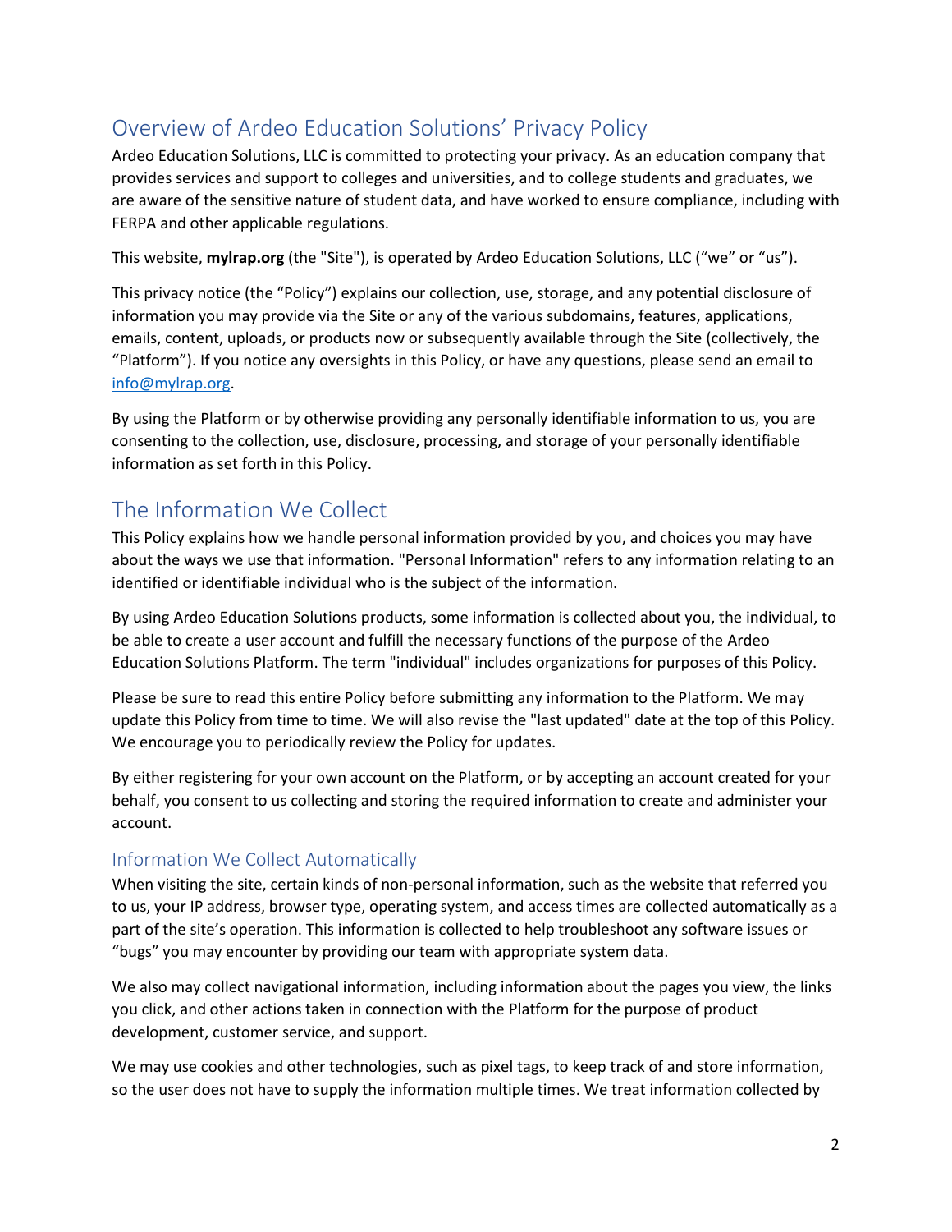## Overview of Ardeo Education Solutions' Privacy Policy

Ardeo Education Solutions, LLC is committed to protecting your privacy. As an education company that provides services and support to colleges and universities, and to college students and graduates, we are aware of the sensitive nature of student data, and have worked to ensure compliance, including with FERPA and other applicable regulations.

This website, **mylrap.org** (the "Site"), is operated by Ardeo Education Solutions, LLC ("we" or "us").

This privacy notice (the "Policy") explains our collection, use, storage, and any potential disclosure of information you may provide via the Site or any of the various subdomains, features, applications, emails, content, uploads, or products now or subsequently available through the Site (collectively, the "Platform"). If you notice any oversights in this Policy, or have any questions, please send an email to info@mylrap.org.

By using the Platform or by otherwise providing any personally identifiable information to us, you are consenting to the collection, use, disclosure, processing, and storage of your personally identifiable information as set forth in this Policy.

## The Information We Collect

This Policy explains how we handle personal information provided by you, and choices you may have about the ways we use that information. "Personal Information" refers to any information relating to an identified or identifiable individual who is the subject of the information.

By using Ardeo Education Solutions products, some information is collected about you, the individual, to be able to create a user account and fulfill the necessary functions of the purpose of the Ardeo Education Solutions Platform. The term "individual" includes organizations for purposes of this Policy.

Please be sure to read this entire Policy before submitting any information to the Platform. We may update this Policy from time to time. We will also revise the "last updated" date at the top of this Policy. We encourage you to periodically review the Policy for updates.

By either registering for your own account on the Platform, or by accepting an account created for your behalf, you consent to us collecting and storing the required information to create and administer your account.

### Information We Collect Automatically

When visiting the site, certain kinds of non-personal information, such as the website that referred you to us, your IP address, browser type, operating system, and access times are collected automatically as a part of the site's operation. This information is collected to help troubleshoot any software issues or "bugs" you may encounter by providing our team with appropriate system data.

We also may collect navigational information, including information about the pages you view, the links you click, and other actions taken in connection with the Platform for the purpose of product development, customer service, and support.

We may use cookies and other technologies, such as pixel tags, to keep track of and store information, so the user does not have to supply the information multiple times. We treat information collected by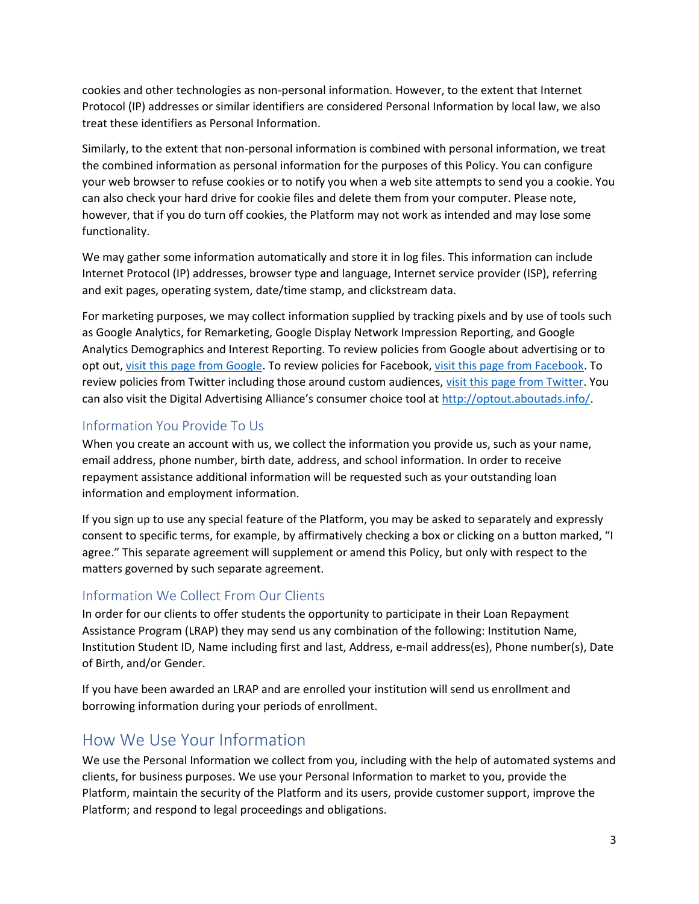cookies and other technologies as non-personal information. However, to the extent that Internet Protocol (IP) addresses or similar identifiers are considered Personal Information by local law, we also treat these identifiers as Personal Information.

Similarly, to the extent that non-personal information is combined with personal information, we treat the combined information as personal information for the purposes of this Policy. You can configure your web browser to refuse cookies or to notify you when a web site attempts to send you a cookie. You can also check your hard drive for cookie files and delete them from your computer. Please note, however, that if you do turn off cookies, the Platform may not work as intended and may lose some functionality.

We may gather some information automatically and store it in log files. This information can include Internet Protocol (IP) addresses, browser type and language, Internet service provider (ISP), referring and exit pages, operating system, date/time stamp, and clickstream data.

For marketing purposes, we may collect information supplied by tracking pixels and by use of tools such as Google Analytics, for Remarketing, Google Display Network Impression Reporting, and Google Analytics Demographics and Interest Reporting. To review policies from Google about advertising or to opt out, visit this page from Google. To review policies for Facebook, visit this page from Facebook. To review policies from Twitter including those around custom audiences, visit this page from Twitter. You can also visit the Digital Advertising Alliance's consumer choice tool at http://optout.aboutads.info/.

### Information You Provide To Us

When you create an account with us, we collect the information you provide us, such as your name, email address, phone number, birth date, address, and school information. In order to receive repayment assistance additional information will be requested such as your outstanding loan information and employment information.

If you sign up to use any special feature of the Platform, you may be asked to separately and expressly consent to specific terms, for example, by affirmatively checking a box or clicking on a button marked, "I agree." This separate agreement will supplement or amend this Policy, but only with respect to the matters governed by such separate agreement.

### Information We Collect From Our Clients

In order for our clients to offer students the opportunity to participate in their Loan Repayment Assistance Program (LRAP) they may send us any combination of the following: Institution Name, Institution Student ID, Name including first and last, Address, e-mail address(es), Phone number(s), Date of Birth, and/or Gender.

If you have been awarded an LRAP and are enrolled your institution will send us enrollment and borrowing information during your periods of enrollment.

## How We Use Your Information

We use the Personal Information we collect from you, including with the help of automated systems and clients, for business purposes. We use your Personal Information to market to you, provide the Platform, maintain the security of the Platform and its users, provide customer support, improve the Platform; and respond to legal proceedings and obligations.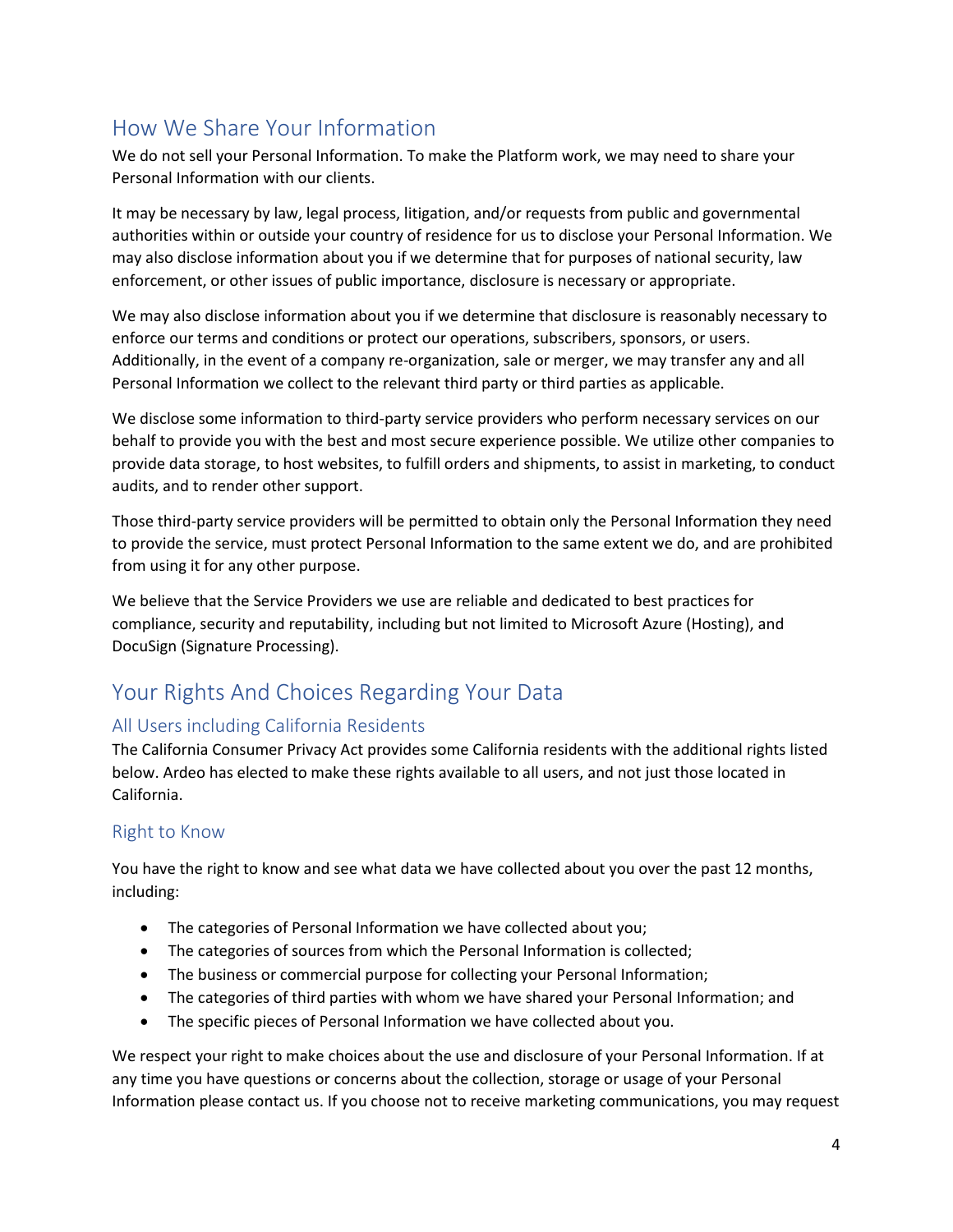## How We Share Your Information

We do not sell your Personal Information. To make the Platform work, we may need to share your Personal Information with our clients.

It may be necessary by law, legal process, litigation, and/or requests from public and governmental authorities within or outside your country of residence for us to disclose your Personal Information. We may also disclose information about you if we determine that for purposes of national security, law enforcement, or other issues of public importance, disclosure is necessary or appropriate.

We may also disclose information about you if we determine that disclosure is reasonably necessary to enforce our terms and conditions or protect our operations, subscribers, sponsors, or users. Additionally, in the event of a company re-organization, sale or merger, we may transfer any and all Personal Information we collect to the relevant third party or third parties as applicable.

We disclose some information to third-party service providers who perform necessary services on our behalf to provide you with the best and most secure experience possible. We utilize other companies to provide data storage, to host websites, to fulfill orders and shipments, to assist in marketing, to conduct audits, and to render other support.

Those third-party service providers will be permitted to obtain only the Personal Information they need to provide the service, must protect Personal Information to the same extent we do, and are prohibited from using it for any other purpose.

We believe that the Service Providers we use are reliable and dedicated to best practices for compliance, security and reputability, including but not limited to Microsoft Azure (Hosting), and DocuSign (Signature Processing).

## Your Rights And Choices Regarding Your Data

### All Users including California Residents

The California Consumer Privacy Act provides some California residents with the additional rights listed below. Ardeo has elected to make these rights available to all users, and not just those located in California.

### Right to Know

You have the right to know and see what data we have collected about you over the past 12 months, including:

- The categories of Personal Information we have collected about you;
- The categories of sources from which the Personal Information is collected;
- The business or commercial purpose for collecting your Personal Information;
- The categories of third parties with whom we have shared your Personal Information; and
- The specific pieces of Personal Information we have collected about you.

We respect your right to make choices about the use and disclosure of your Personal Information. If at any time you have questions or concerns about the collection, storage or usage of your Personal Information please contact us. If you choose not to receive marketing communications, you may request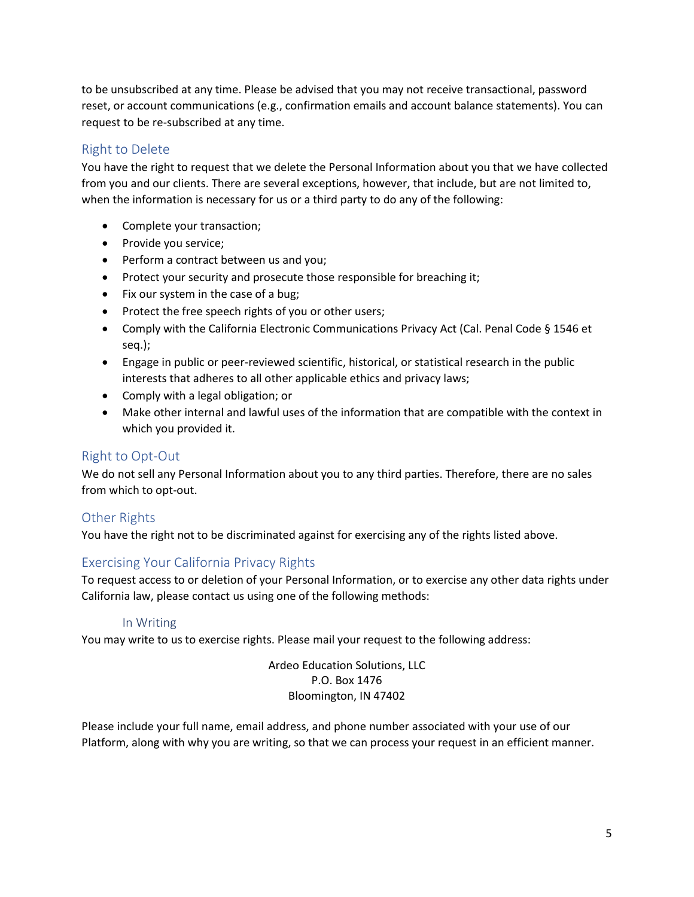to be unsubscribed at any time. Please be advised that you may not receive transactional, password reset, or account communications (e.g., confirmation emails and account balance statements). You can request to be re-subscribed at any time.

## Right to Delete

You have the right to request that we delete the Personal Information about you that we have collected from you and our clients. There are several exceptions, however, that include, but are not limited to, when the information is necessary for us or a third party to do any of the following:

- Complete your transaction;
- Provide you service;
- Perform a contract between us and you;
- Protect your security and prosecute those responsible for breaching it;
- Fix our system in the case of a bug;
- Protect the free speech rights of you or other users;
- Comply with the California Electronic Communications Privacy Act (Cal. Penal Code § 1546 et seq.);
- Engage in public or peer-reviewed scientific, historical, or statistical research in the public interests that adheres to all other applicable ethics and privacy laws;
- Comply with a legal obligation; or
- Make other internal and lawful uses of the information that are compatible with the context in which you provided it.

## Right to Opt-Out

We do not sell any Personal Information about you to any third parties. Therefore, there are no sales from which to opt-out.

## Other Rights

You have the right not to be discriminated against for exercising any of the rights listed above.

## Exercising Your California Privacy Rights

To request access to or deletion of your Personal Information, or to exercise any other data rights under California law, please contact us using one of the following methods:

### In Writing

You may write to us to exercise rights. Please mail your request to the following address:

Ardeo Education Solutions, LLC
P.O. Box 1476
Bloomington, IN 47402

Please include your full name, email address, and phone number associated with your use of our Platform, along with why you are writing, so that we can process your request in an efficient manner.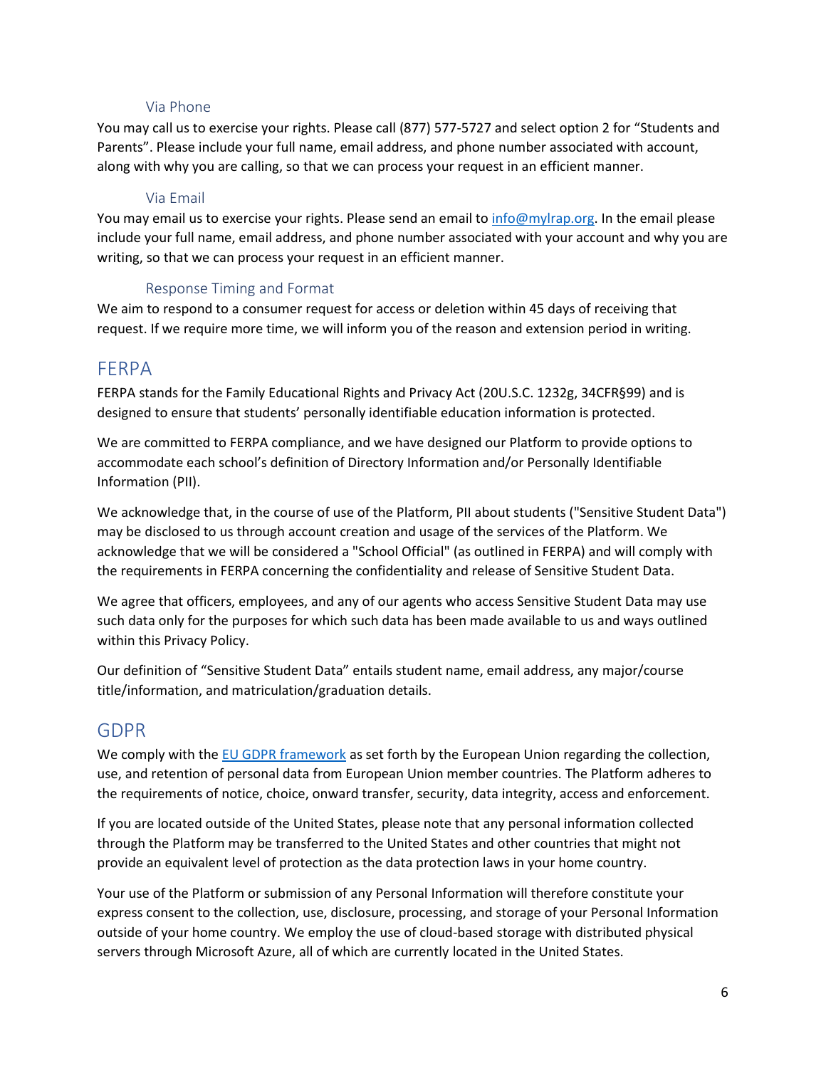### Via Phone

You may call us to exercise your rights. Please call (877) 577-5727 and select option 2 for "Students and Parents". Please include your full name, email address, and phone number associated with account, along with why you are calling, so that we can process your request in an efficient manner.

### Via Email

You may email us to exercise your rights. Please send an email to [info@mylrap.org](mailto:info@mylrap.org). In the email please include your full name, email address, and phone number associated with your account and why you are writing, so that we can process your request in an efficient manner.

### Response Timing and Format

We aim to respond to a consumer request for access or deletion within 45 days of receiving that request. If we require more time, we will inform you of the reason and extension period in writing.

## FERPA

FERPA stands for the Family Educational Rights and Privacy Act (20U.S.C. 1232g, 34CFR§99) and is designed to ensure that students' personally identifiable education information is protected.

We are committed to FERPA compliance, and we have designed our Platform to provide options to accommodate each school's definition of Directory Information and/or Personally Identifiable Information (PII).

We acknowledge that, in the course of use of the Platform, PII about students ("Sensitive Student Data") may be disclosed to us through account creation and usage of the services of the Platform. We acknowledge that we will be considered a "School Official" (as outlined in FERPA) and will comply with the requirements in FERPA concerning the confidentiality and release of Sensitive Student Data.

We agree that officers, employees, and any of our agents who access Sensitive Student Data may use such data only for the purposes for which such data has been made available to us and ways outlined within this Privacy Policy.

Our definition of "Sensitive Student Data" entails student name, email address, any major/course title/information, and matriculation/graduation details.

## GDPR

We comply with the [EU GDPR framework]() as set forth by the European Union regarding the collection, use, and retention of personal data from European Union member countries. The Platform adheres to the requirements of notice, choice, onward transfer, security, data integrity, access and enforcement.

If you are located outside of the United States, please note that any personal information collected through the Platform may be transferred to the United States and other countries that might not provide an equivalent level of protection as the data protection laws in your home country.

Your use of the Platform or submission of any Personal Information will therefore constitute your express consent to the collection, use, disclosure, processing, and storage of your Personal Information outside of your home country. We employ the use of cloud-based storage with distributed physical servers through Microsoft Azure, all of which are currently located in the United States.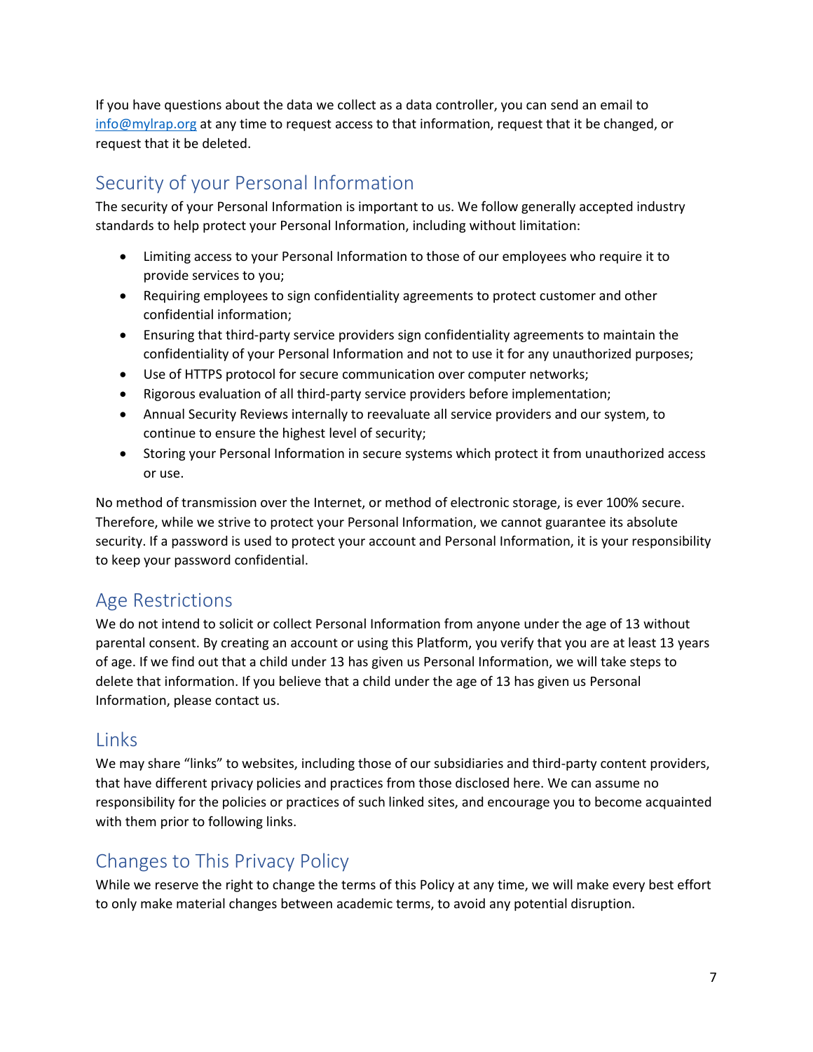If you have questions about the data we collect as a data controller, you can send an email to [info@mylrap.org](mailto:info@mylrap.org) at any time to request access to that information, request that it be changed, or request that it be deleted.

## Security of your Personal Information

The security of your Personal Information is important to us. We follow generally accepted industry standards to help protect your Personal Information, including without limitation:

- Limiting access to your Personal Information to those of our employees who require it to provide services to you;
- Requiring employees to sign confidentiality agreements to protect customer and other confidential information;
- Ensuring that third-party service providers sign confidentiality agreements to maintain the confidentiality of your Personal Information and not to use it for any unauthorized purposes;
- Use of HTTPS protocol for secure communication over computer networks;
- Rigorous evaluation of all third-party service providers before implementation;
- Annual Security Reviews internally to reevaluate all service providers and our system, to continue to ensure the highest level of security;
- Storing your Personal Information in secure systems which protect it from unauthorized access or use.

No method of transmission over the Internet, or method of electronic storage, is ever 100% secure. Therefore, while we strive to protect your Personal Information, we cannot guarantee its absolute security. If a password is used to protect your account and Personal Information, it is your responsibility to keep your password confidential.

## Age Restrictions

We do not intend to solicit or collect Personal Information from anyone under the age of 13 without parental consent. By creating an account or using this Platform, you verify that you are at least 13 years of age. If we find out that a child under 13 has given us Personal Information, we will take steps to delete that information. If you believe that a child under the age of 13 has given us Personal Information, please contact us.

## Links

We may share "links" to websites, including those of our subsidiaries and third-party content providers, that have different privacy policies and practices from those disclosed here. We can assume no responsibility for the policies or practices of such linked sites, and encourage you to become acquainted with them prior to following links.

## Changes to This Privacy Policy

While we reserve the right to change the terms of this Policy at any time, we will make every best effort to only make material changes between academic terms, to avoid any potential disruption.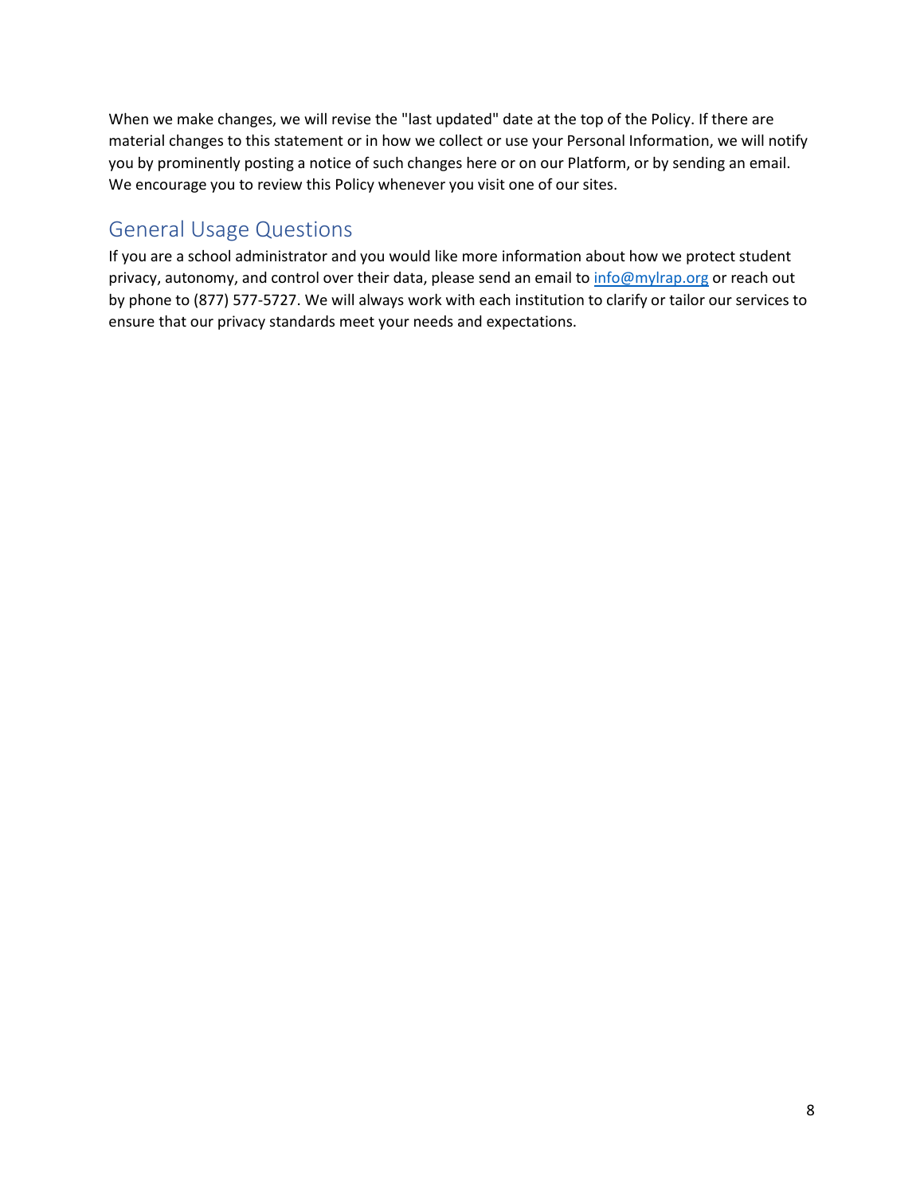When we make changes, we will revise the "last updated" date at the top of the Policy. If there are material changes to this statement or in how we collect or use your Personal Information, we will notify you by prominently posting a notice of such changes here or on our Platform, or by sending an email. We encourage you to review this Policy whenever you visit one of our sites.

## General Usage Questions

If you are a school administrator and you would like more information about how we protect student privacy, autonomy, and control over their data, please send an email to info@mylrap.org or reach out by phone to (877) 577-5727. We will always work with each institution to clarify or tailor our services to ensure that our privacy standards meet your needs and expectations.